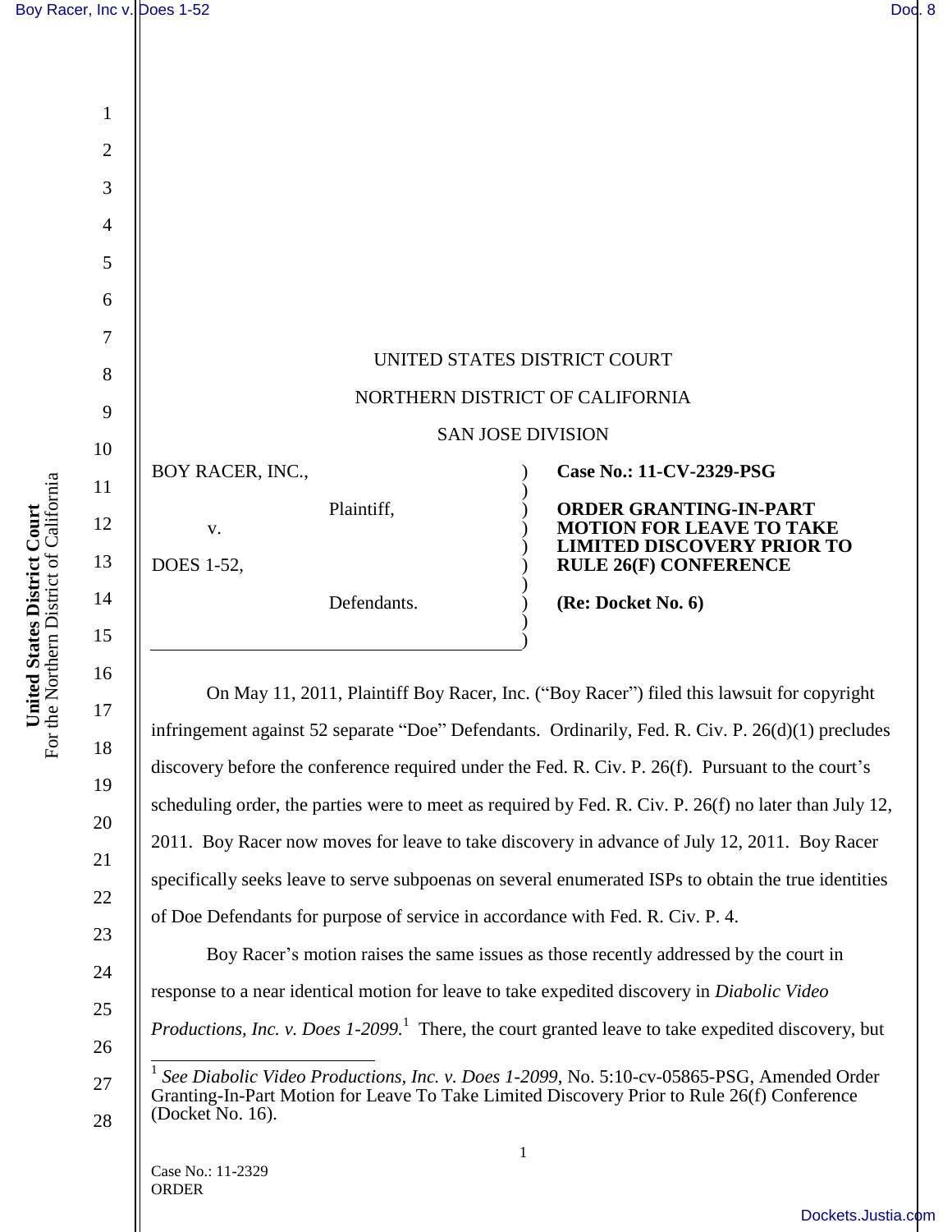UNITED STATES DISTRICT COURT

NORTHERN DISTRICT OF CALIFORNIA

SAN JOSE DIVISION

| | |
|---|---|
| BOY RACER, INC., Plaintiff, v. DOES 1-52, Defendants. | **Case No.: 11-CV-2329-PSG** **ORDER GRANTING-IN-PART MOTION FOR LEAVE TO TAKE LIMITED DISCOVERY PRIOR TO RULE 26(F) CONFERENCE** **(Re: Docket No. 6)** |

On May 11, 2011, Plaintiff Boy Racer, Inc. ("Boy Racer") filed this lawsuit for copyright infringement against 52 separate "Doe" Defendants. Ordinarily, Fed. R. Civ. P. 26(d)(1) precludes discovery before the conference required under the Fed. R. Civ. P. 26(f). Pursuant to the court's scheduling order, the parties were to meet as required by Fed. R. Civ. P. 26(f) no later than July 12, 2011. Boy Racer now moves for leave to take discovery in advance of July 12, 2011. Boy Racer specifically seeks leave to serve subpoenas on several enumerated ISPs to obtain the true identities of Doe Defendants for purpose of service in accordance with Fed. R. Civ. P. 4.

Boy Racer's motion raises the same issues as those recently addressed by the court in response to a near identical motion for leave to take expedited discovery in *Diabolic Video Productions, Inc. v. Does 1-2099.*[1] There, the court granted leave to take expedited discovery, but

[1] *See Diabolic Video Productions, Inc. v. Does 1-2099*, No. 5:10-cv-05865-PSG, Amended Order Granting-In-Part Motion for Leave To Take Limited Discovery Prior to Rule 26(f) Conference (Docket No. 16).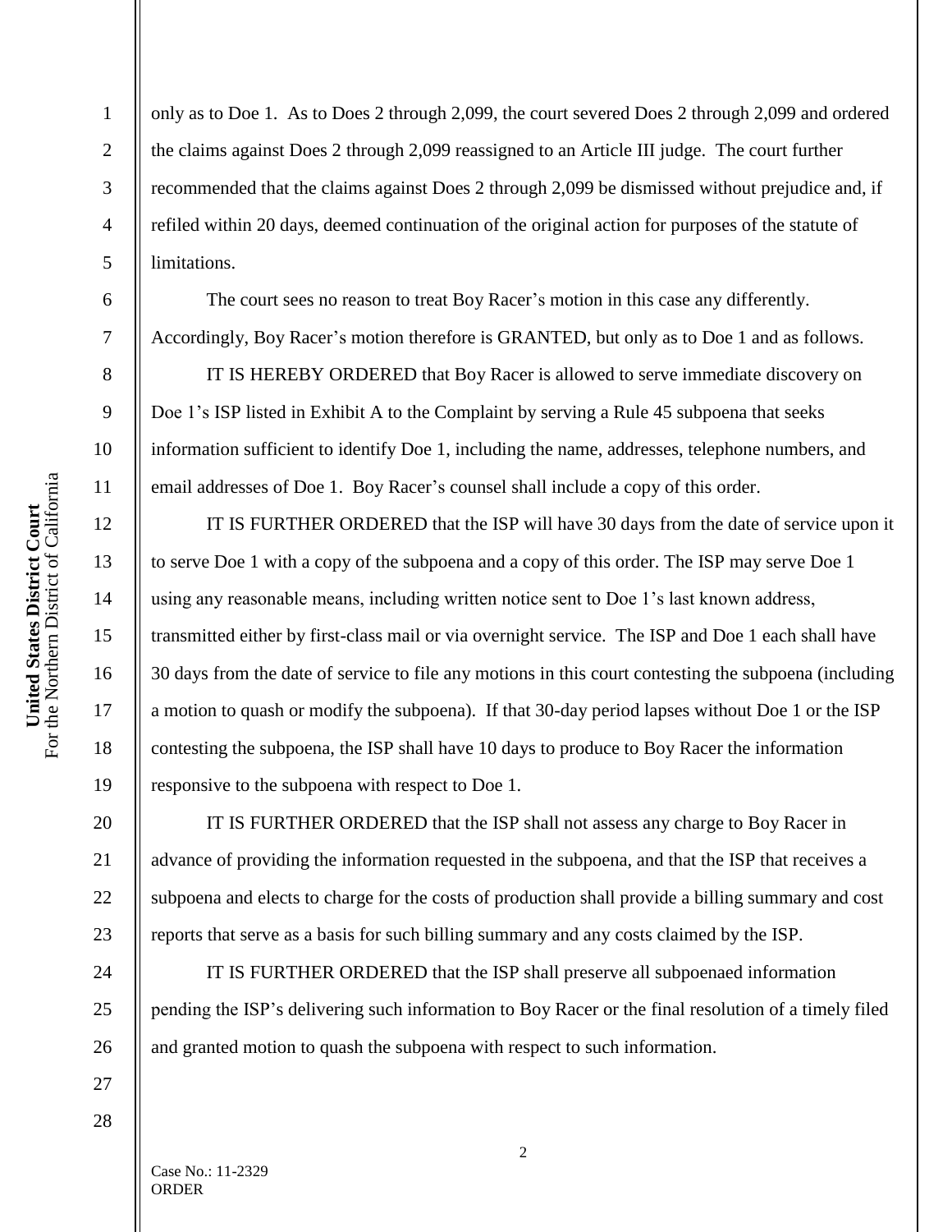only as to Doe 1. As to Does 2 through 2,099, the court severed Does 2 through 2,099 and ordered the claims against Does 2 through 2,099 reassigned to an Article III judge. The court further recommended that the claims against Does 2 through 2,099 be dismissed without prejudice and, if refiled within 20 days, deemed continuation of the original action for purposes of the statute of limitations.

The court sees no reason to treat Boy Racer's motion in this case any differently. Accordingly, Boy Racer's motion therefore is GRANTED, but only as to Doe 1 and as follows.

IT IS HEREBY ORDERED that Boy Racer is allowed to serve immediate discovery on Doe 1's ISP listed in Exhibit A to the Complaint by serving a Rule 45 subpoena that seeks information sufficient to identify Doe 1, including the name, addresses, telephone numbers, and email addresses of Doe 1. Boy Racer's counsel shall include a copy of this order.

IT IS FURTHER ORDERED that the ISP will have 30 days from the date of service upon it to serve Doe 1 with a copy of the subpoena and a copy of this order. The ISP may serve Doe 1 using any reasonable means, including written notice sent to Doe 1's last known address, transmitted either by first-class mail or via overnight service. The ISP and Doe 1 each shall have 30 days from the date of service to file any motions in this court contesting the subpoena (including a motion to quash or modify the subpoena). If that 30-day period lapses without Doe 1 or the ISP contesting the subpoena, the ISP shall have 10 days to produce to Boy Racer the information responsive to the subpoena with respect to Doe 1.

IT IS FURTHER ORDERED that the ISP shall not assess any charge to Boy Racer in advance of providing the information requested in the subpoena, and that the ISP that receives a subpoena and elects to charge for the costs of production shall provide a billing summary and cost reports that serve as a basis for such billing summary and any costs claimed by the ISP.

IT IS FURTHER ORDERED that the ISP shall preserve all subpoenaed information pending the ISP's delivering such information to Boy Racer or the final resolution of a timely filed and granted motion to quash the subpoena with respect to such information.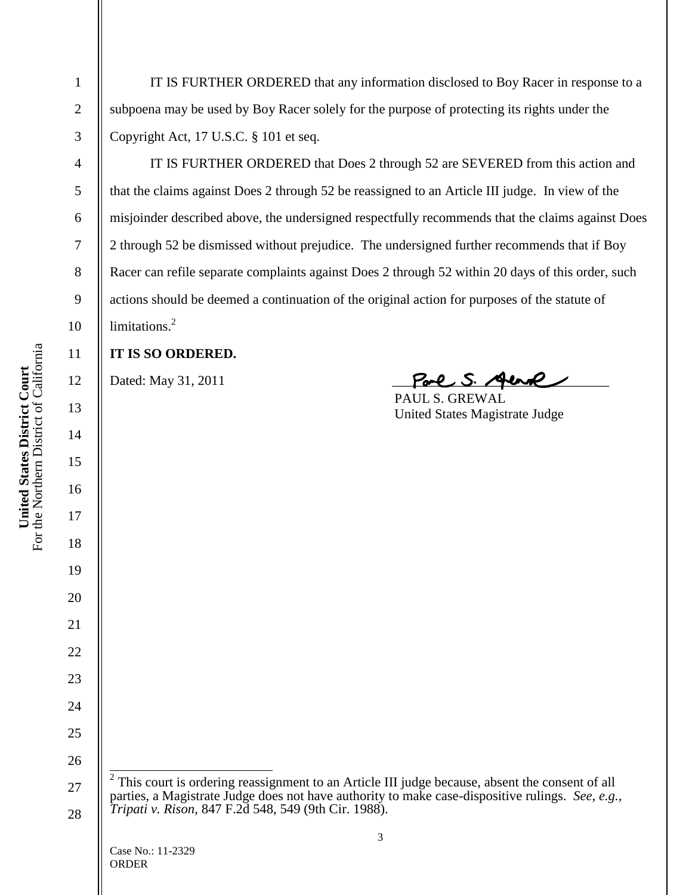IT IS FURTHER ORDERED that any information disclosed to Boy Racer in response to a subpoena may be used by Boy Racer solely for the purpose of protecting its rights under the Copyright Act, 17 U.S.C. § 101 et seq.

IT IS FURTHER ORDERED that Does 2 through 52 are SEVERED from this action and that the claims against Does 2 through 52 be reassigned to an Article III judge. In view of the misjoinder described above, the undersigned respectfully recommends that the claims against Does 2 through 52 be dismissed without prejudice. The undersigned further recommends that if Boy Racer can refile separate complaints against Does 2 through 52 within 20 days of this order, such actions should be deemed a continuation of the original action for purposes of the statute of limitations.[2]

**IT IS SO ORDERED.**

Dated: May 31, 2011

PAUL S. GREWAL
United States Magistrate Judge

[2] This court is ordering reassignment to an Article III judge because, absent the consent of all parties, a Magistrate Judge does not have authority to make case-dispositive rulings. *See, e.g.*, *Tripati v. Rison*, 847 F.2d 548, 549 (9th Cir. 1988).

Case No.: 11-2329
ORDER